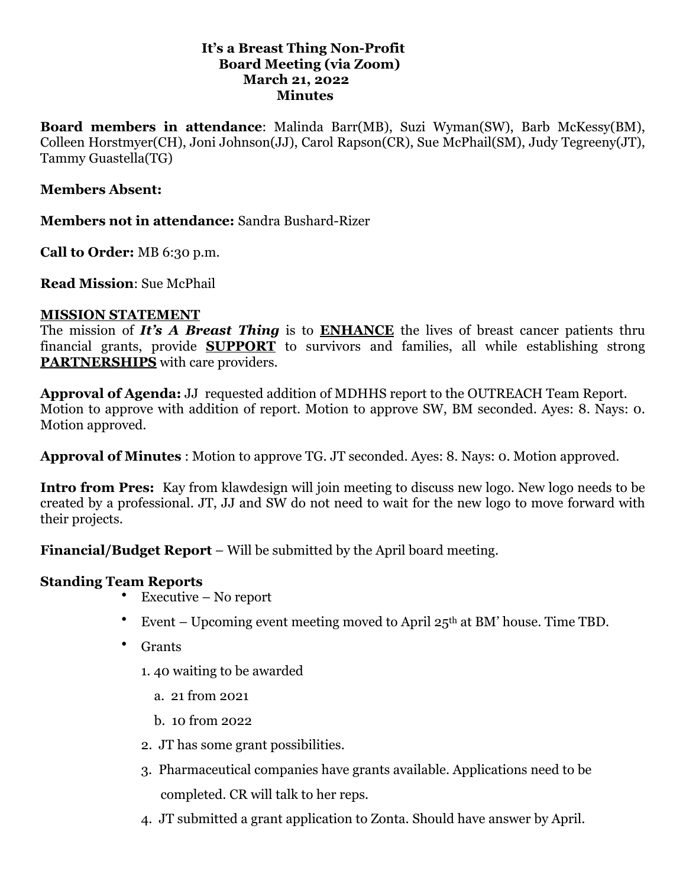# It's a Breast Thing Non-Profit
## Board Meeting (via Zoom)
## March 21, 2022
## Minutes

**Board members in attendance**: Malinda Barr(MB), Suzi Wyman(SW), Barb McKessy(BM), Colleen Horstmyer(CH), Joni Johnson(JJ), Carol Rapson(CR), Sue McPhail(SM), Judy Tegreeny(JT), Tammy Guastella(TG)

**Members Absent:**

**Members not in attendance:** Sandra Bushard-Rizer

**Call to Order:** MB 6:30 p.m.

**Read Mission**: Sue McPhail

**MISSION STATEMENT**

The mission of ***It's A Breast Thing*** is to **ENHANCE** the lives of breast cancer patients thru financial grants, provide **SUPPORT** to survivors and families, all while establishing strong **PARTNERSHIPS** with care providers.

**Approval of Agenda:** JJ requested addition of MDHHS report to the OUTREACH Team Report. Motion to approve with addition of report. Motion to approve SW, BM seconded. Ayes: 8. Nays: 0. Motion approved.

**Approval of Minutes** : Motion to approve TG. JT seconded. Ayes: 8. Nays: 0. Motion approved.

**Intro from Pres:** Kay from klawdesign will join meeting to discuss new logo. New logo needs to be created by a professional. JT, JJ and SW do not need to wait for the new logo to move forward with their projects.

**Financial/Budget Report** – Will be submitted by the April board meeting.

**Standing Team Reports**

- Executive – No report
- Event – Upcoming event meeting moved to April 25th at BM' house. Time TBD.
- Grants
  1. 40 waiting to be awarded
     a. 21 from 2021
     b. 10 from 2022
  2. JT has some grant possibilities.
  3. Pharmaceutical companies have grants available. Applications need to be completed. CR will talk to her reps.
  4. JT submitted a grant application to Zonta. Should have answer by April.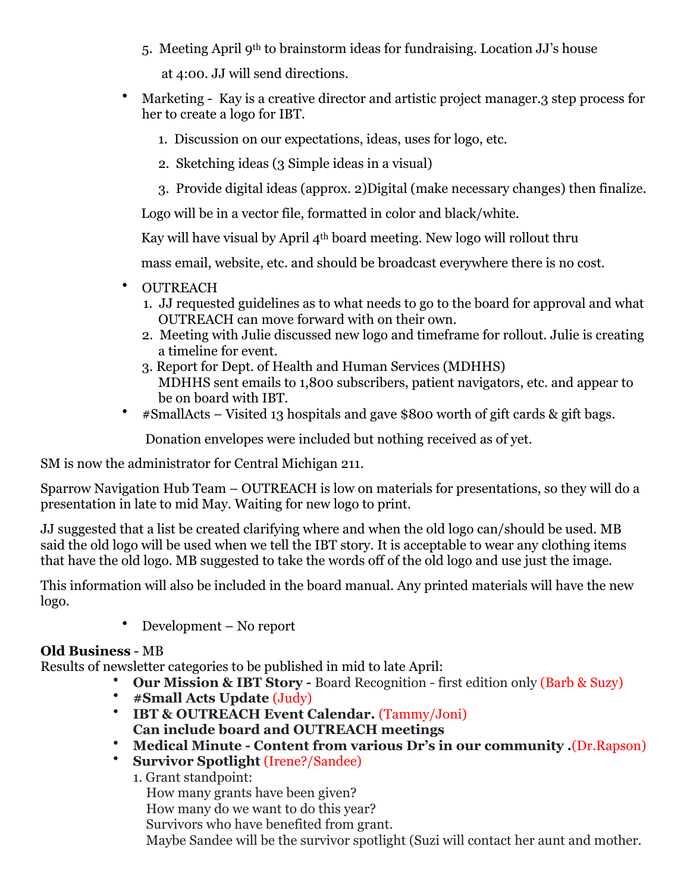5. Meeting April 9th to brainstorm ideas for fundraising. Location JJ's house at 4:00. JJ will send directions.

- Marketing - Kay is a creative director and artistic project manager.3 step process for her to create a logo for IBT.
  1. Discussion on our expectations, ideas, uses for logo, etc.
  2. Sketching ideas (3 Simple ideas in a visual)
  3. Provide digital ideas (approx. 2)Digital (make necessary changes) then finalize.

  Logo will be in a vector file, formatted in color and black/white.

  Kay will have visual by April 4th board meeting. New logo will rollout thru mass email, website, etc. and should be broadcast everywhere there is no cost.

- OUTREACH
  1. JJ requested guidelines as to what needs to go to the board for approval and what OUTREACH can move forward with on their own.
  2. Meeting with Julie discussed new logo and timeframe for rollout. Julie is creating a timeline for event.
  3. Report for Dept. of Health and Human Services (MDHHS) MDHHS sent emails to 1,800 subscribers, patient navigators, etc. and appear to be on board with IBT.
- #SmallActs – Visited 13 hospitals and gave $800 worth of gift cards & gift bags.

  Donation envelopes were included but nothing received as of yet.

SM is now the administrator for Central Michigan 211.

Sparrow Navigation Hub Team – OUTREACH is low on materials for presentations, so they will do a presentation in late to mid May. Waiting for new logo to print.

JJ suggested that a list be created clarifying where and when the old logo can/should be used. MB said the old logo will be used when we tell the IBT story. It is acceptable to wear any clothing items that have the old logo. MB suggested to take the words off of the old logo and use just the image.

This information will also be included in the board manual. Any printed materials will have the new logo.

- Development – No report

**Old Business** - MB
Results of newsletter categories to be published in mid to late April:

- **Our Mission & IBT Story -** Board Recognition - first edition only (Barb & Suzy)
- **#Small Acts Update** (Judy)
- **IBT & OUTREACH Event Calendar.** (Tammy/Joni)
  **Can include board and OUTREACH meetings**
- **Medical Minute - Content from various Dr's in our community .**(Dr.Rapson)
- **Survivor Spotlight** (Irene?/Sandee)
  1. Grant standpoint:
     How many grants have been given?
     How many do we want to do this year?
     Survivors who have benefited from grant.
     Maybe Sandee will be the survivor spotlight (Suzi will contact her aunt and mother.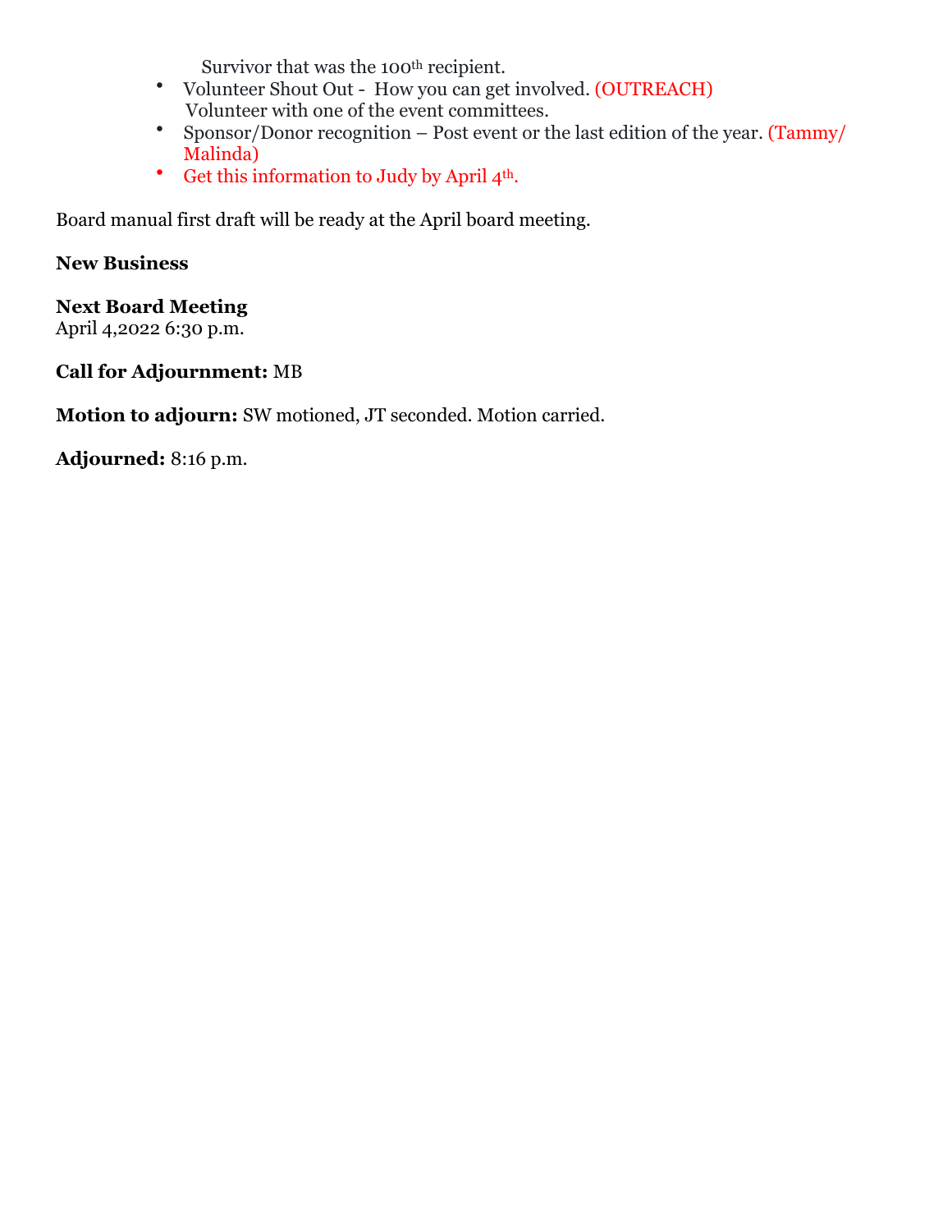Survivor that was the 100th recipient.

- Volunteer Shout Out - How you can get involved. (OUTREACH)
  Volunteer with one of the event committees.
- Sponsor/Donor recognition – Post event or the last edition of the year. (Tammy/ Malinda)
- Get this information to Judy by April 4th.

Board manual first draft will be ready at the April board meeting.

**New Business**

**Next Board Meeting**
April 4,2022 6:30 p.m.

**Call for Adjournment:** MB

**Motion to adjourn:** SW motioned, JT seconded. Motion carried.

**Adjourned:** 8:16 p.m.